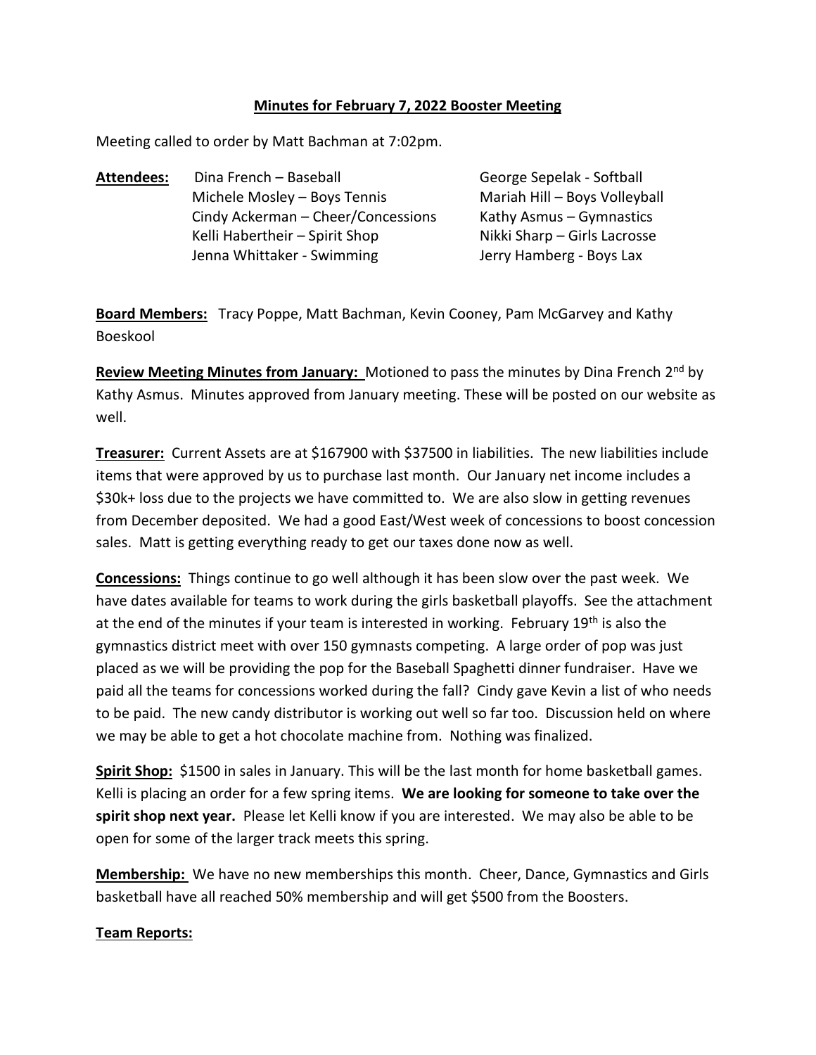# Minutes for February 7, 2022 Booster Meeting

Meeting called to order by Matt Bachman at 7:02pm.

**Attendees:**

- Dina French – Baseball
- Michele Mosley – Boys Tennis
- Cindy Ackerman – Cheer/Concessions
- Kelli Habertheir – Spirit Shop
- Jenna Whittaker - Swimming
- George Sepelak - Softball
- Mariah Hill – Boys Volleyball
- Kathy Asmus – Gymnastics
- Nikki Sharp – Girls Lacrosse
- Jerry Hamberg - Boys Lax

**Board Members:** Tracy Poppe, Matt Bachman, Kevin Cooney, Pam McGarvey and Kathy Boeskool

**Review Meeting Minutes from January:** Motioned to pass the minutes by Dina French 2nd by Kathy Asmus. Minutes approved from January meeting. These will be posted on our website as well.

**Treasurer:** Current Assets are at $167900 with $37500 in liabilities. The new liabilities include items that were approved by us to purchase last month. Our January net income includes a $30k+ loss due to the projects we have committed to. We are also slow in getting revenues from December deposited. We had a good East/West week of concessions to boost concession sales. Matt is getting everything ready to get our taxes done now as well.

**Concessions:** Things continue to go well although it has been slow over the past week. We have dates available for teams to work during the girls basketball playoffs. See the attachment at the end of the minutes if your team is interested in working. February 19th is also the gymnastics district meet with over 150 gymnasts competing. A large order of pop was just placed as we will be providing the pop for the Baseball Spaghetti dinner fundraiser. Have we paid all the teams for concessions worked during the fall? Cindy gave Kevin a list of who needs to be paid. The new candy distributor is working out well so far too. Discussion held on where we may be able to get a hot chocolate machine from. Nothing was finalized.

**Spirit Shop:** $1500 in sales in January. This will be the last month for home basketball games. Kelli is placing an order for a few spring items. **We are looking for someone to take over the spirit shop next year.** Please let Kelli know if you are interested. We may also be able to be open for some of the larger track meets this spring.

**Membership:** We have no new memberships this month. Cheer, Dance, Gymnastics and Girls basketball have all reached 50% membership and will get $500 from the Boosters.

**Team Reports:**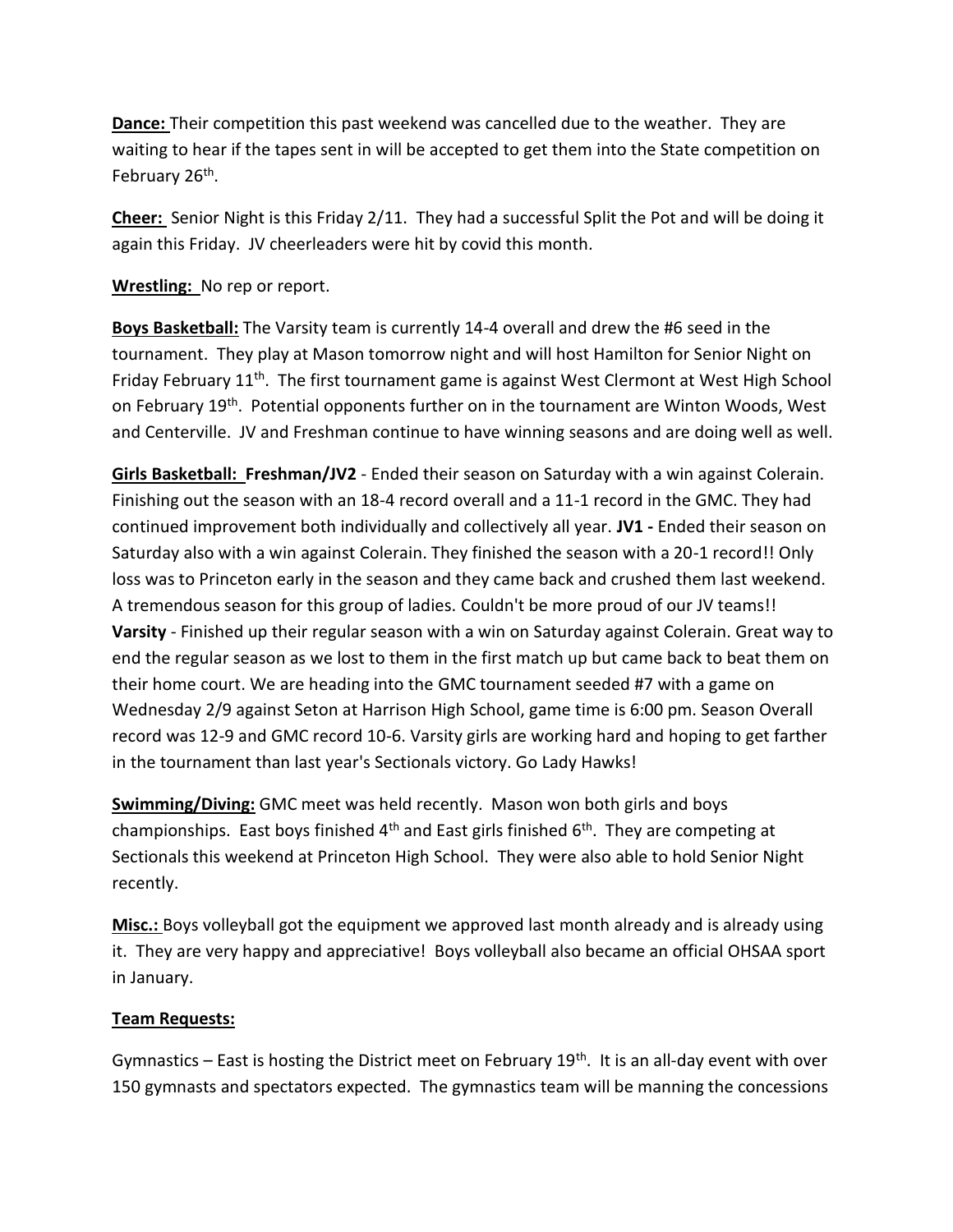**Dance:** Their competition this past weekend was cancelled due to the weather. They are waiting to hear if the tapes sent in will be accepted to get them into the State competition on February 26th.

**Cheer:** Senior Night is this Friday 2/11. They had a successful Split the Pot and will be doing it again this Friday. JV cheerleaders were hit by covid this month.

**Wrestling:** No rep or report.

**Boys Basketball:** The Varsity team is currently 14-4 overall and drew the #6 seed in the tournament. They play at Mason tomorrow night and will host Hamilton for Senior Night on Friday February 11th. The first tournament game is against West Clermont at West High School on February 19th. Potential opponents further on in the tournament are Winton Woods, West and Centerville. JV and Freshman continue to have winning seasons and are doing well as well.

**Girls Basketball: Freshman/JV2** - Ended their season on Saturday with a win against Colerain. Finishing out the season with an 18-4 record overall and a 11-1 record in the GMC. They had continued improvement both individually and collectively all year. **JV1 -** Ended their season on Saturday also with a win against Colerain. They finished the season with a 20-1 record!! Only loss was to Princeton early in the season and they came back and crushed them last weekend. A tremendous season for this group of ladies. Couldn't be more proud of our JV teams!! **Varsity** - Finished up their regular season with a win on Saturday against Colerain. Great way to end the regular season as we lost to them in the first match up but came back to beat them on their home court. We are heading into the GMC tournament seeded #7 with a game on Wednesday 2/9 against Seton at Harrison High School, game time is 6:00 pm. Season Overall record was 12-9 and GMC record 10-6. Varsity girls are working hard and hoping to get farther in the tournament than last year's Sectionals victory. Go Lady Hawks!

**Swimming/Diving:** GMC meet was held recently. Mason won both girls and boys championships. East boys finished 4th and East girls finished 6th. They are competing at Sectionals this weekend at Princeton High School. They were also able to hold Senior Night recently.

**Misc.:** Boys volleyball got the equipment we approved last month already and is already using it. They are very happy and appreciative! Boys volleyball also became an official OHSAA sport in January.

**Team Requests:**

Gymnastics – East is hosting the District meet on February 19th. It is an all-day event with over 150 gymnasts and spectators expected. The gymnastics team will be manning the concessions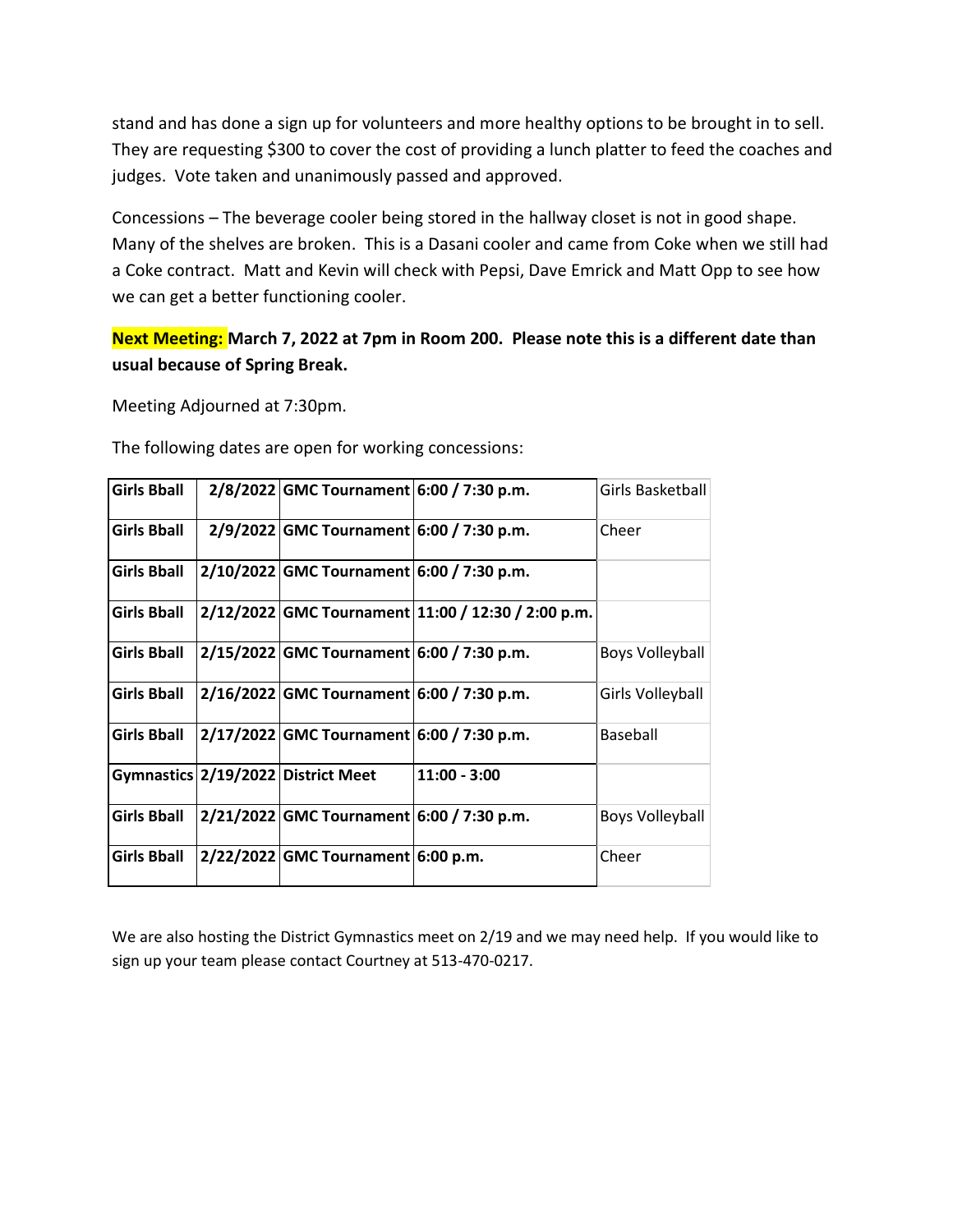stand and has done a sign up for volunteers and more healthy options to be brought in to sell. They are requesting $300 to cover the cost of providing a lunch platter to feed the coaches and judges. Vote taken and unanimously passed and approved.

Concessions – The beverage cooler being stored in the hallway closet is not in good shape. Many of the shelves are broken. This is a Dasani cooler and came from Coke when we still had a Coke contract. Matt and Kevin will check with Pepsi, Dave Emrick and Matt Opp to see how we can get a better functioning cooler.

**Next Meeting: March 7, 2022 at 7pm in Room 200. Please note this is a different date than usual because of Spring Break.**

Meeting Adjourned at 7:30pm.

The following dates are open for working concessions:

| | | | | |
|---|---|---|---|---|
| **Girls Bball** | **2/8/2022** | **GMC Tournament** | **6:00 / 7:30 p.m.** | Girls Basketball |
| **Girls Bball** | **2/9/2022** | **GMC Tournament** | **6:00 / 7:30 p.m.** | Cheer |
| **Girls Bball** | **2/10/2022** | **GMC Tournament** | **6:00 / 7:30 p.m.** | |
| **Girls Bball** | **2/12/2022** | **GMC Tournament** | **11:00 / 12:30 / 2:00 p.m.** | |
| **Girls Bball** | **2/15/2022** | **GMC Tournament** | **6:00 / 7:30 p.m.** | Boys Volleyball |
| **Girls Bball** | **2/16/2022** | **GMC Tournament** | **6:00 / 7:30 p.m.** | Girls Volleyball |
| **Girls Bball** | **2/17/2022** | **GMC Tournament** | **6:00 / 7:30 p.m.** | Baseball |
| **Gymnastics** | **2/19/2022** | **District Meet** | **11:00 - 3:00** | |
| **Girls Bball** | **2/21/2022** | **GMC Tournament** | **6:00 / 7:30 p.m.** | Boys Volleyball |
| **Girls Bball** | **2/22/2022** | **GMC Tournament** | **6:00 p.m.** | Cheer |

We are also hosting the District Gymnastics meet on 2/19 and we may need help. If you would like to sign up your team please contact Courtney at 513-470-0217.